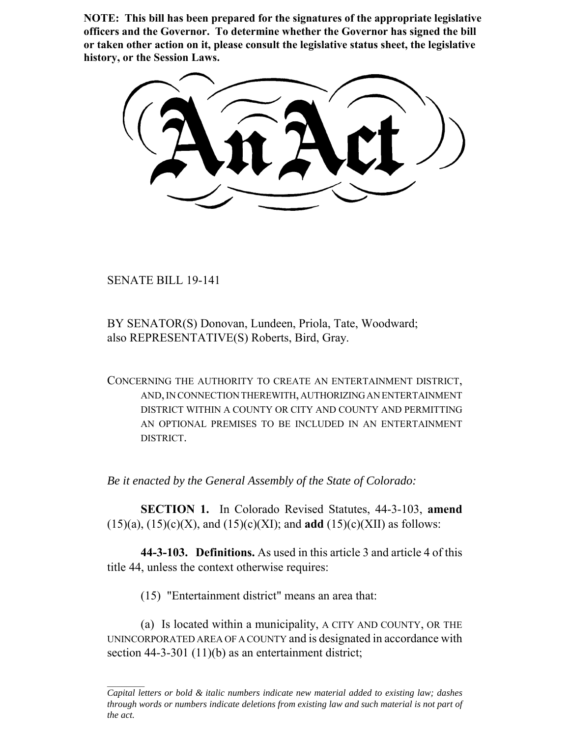**NOTE: This bill has been prepared for the signatures of the appropriate legislative officers and the Governor. To determine whether the Governor has signed the bill or taken other action on it, please consult the legislative status sheet, the legislative history, or the Session Laws.**

# An Act

SENATE BILL 19-141

BY SENATOR(S) Donovan, Lundeen, Priola, Tate, Woodward;
also REPRESENTATIVE(S) Roberts, Bird, Gray.

CONCERNING THE AUTHORITY TO CREATE AN ENTERTAINMENT DISTRICT, AND, IN CONNECTION THEREWITH, AUTHORIZING AN ENTERTAINMENT DISTRICT WITHIN A COUNTY OR CITY AND COUNTY AND PERMITTING AN OPTIONAL PREMISES TO BE INCLUDED IN AN ENTERTAINMENT DISTRICT.

*Be it enacted by the General Assembly of the State of Colorado:*

**SECTION 1.** In Colorado Revised Statutes, 44-3-103, **amend** (15)(a), (15)(c)(X), and (15)(c)(XI); and **add** (15)(c)(XII) as follows:

**44-3-103. Definitions.** As used in this article 3 and article 4 of this title 44, unless the context otherwise requires:

(15) "Entertainment district" means an area that:

(a) Is located within a municipality, A CITY AND COUNTY, OR THE UNINCORPORATED AREA OF A COUNTY and is designated in accordance with section 44-3-301 (11)(b) as an entertainment district;

---

*Capital letters or bold & italic numbers indicate new material added to existing law; dashes through words or numbers indicate deletions from existing law and such material is not part of the act.*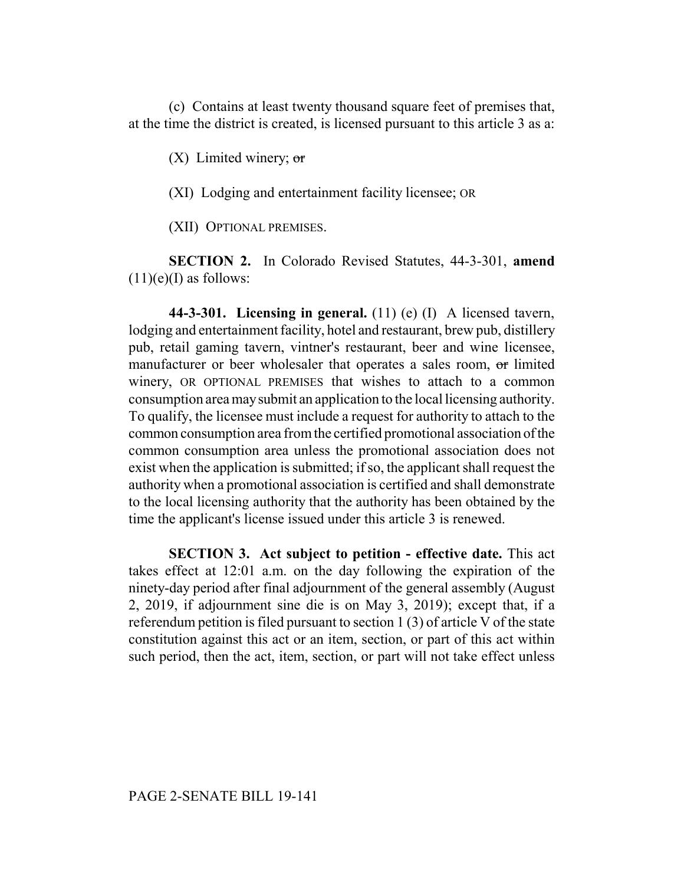(c) Contains at least twenty thousand square feet of premises that, at the time the district is created, is licensed pursuant to this article 3 as a:

(X) Limited winery; ~~or~~

(XI) Lodging and entertainment facility licensee; OR

(XII) OPTIONAL PREMISES.

**SECTION 2.** In Colorado Revised Statutes, 44-3-301, **amend** (11)(e)(I) as follows:

**44-3-301. Licensing in general.** (11) (e) (I) A licensed tavern, lodging and entertainment facility, hotel and restaurant, brew pub, distillery pub, retail gaming tavern, vintner's restaurant, beer and wine licensee, manufacturer or beer wholesaler that operates a sales room, ~~or~~ limited winery, OR OPTIONAL PREMISES that wishes to attach to a common consumption area may submit an application to the local licensing authority. To qualify, the licensee must include a request for authority to attach to the common consumption area from the certified promotional association of the common consumption area unless the promotional association does not exist when the application is submitted; if so, the applicant shall request the authority when a promotional association is certified and shall demonstrate to the local licensing authority that the authority has been obtained by the time the applicant's license issued under this article 3 is renewed.

**SECTION 3. Act subject to petition - effective date.** This act takes effect at 12:01 a.m. on the day following the expiration of the ninety-day period after final adjournment of the general assembly (August 2, 2019, if adjournment sine die is on May 3, 2019); except that, if a referendum petition is filed pursuant to section 1 (3) of article V of the state constitution against this act or an item, section, or part of this act within such period, then the act, item, section, or part will not take effect unless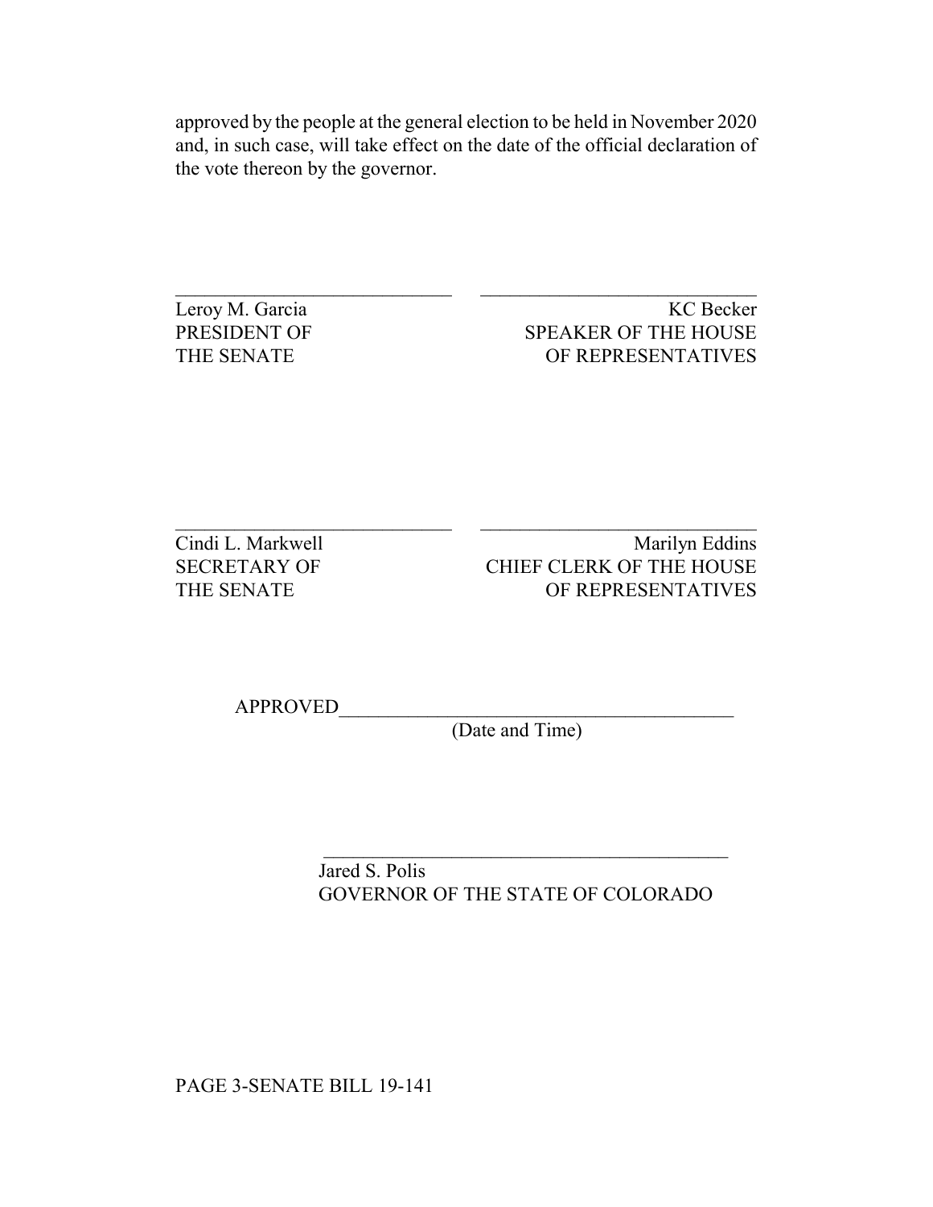approved by the people at the general election to be held in November 2020 and, in such case, will take effect on the date of the official declaration of the vote thereon by the governor.

| | |
|---|---|
| \_\_\_\_\_\_\_\_\_\_\_\_\_\_\_\_\_\_\_\_\_\_\_\_\_\_\_\_ | \_\_\_\_\_\_\_\_\_\_\_\_\_\_\_\_\_\_\_\_\_\_\_\_\_\_\_\_ |
| Leroy M. Garcia<br>PRESIDENT OF<br>THE SENATE | KC Becker<br>SPEAKER OF THE HOUSE<br>OF REPRESENTATIVES |
| \_\_\_\_\_\_\_\_\_\_\_\_\_\_\_\_\_\_\_\_\_\_\_\_\_\_\_\_ | \_\_\_\_\_\_\_\_\_\_\_\_\_\_\_\_\_\_\_\_\_\_\_\_\_\_\_\_ |
| Cindi L. Markwell<br>SECRETARY OF<br>THE SENATE | Marilyn Eddins<br>CHIEF CLERK OF THE HOUSE<br>OF REPRESENTATIVES |

APPROVED\_\_\_\_\_\_\_\_\_\_\_\_\_\_\_\_\_\_\_\_\_\_\_\_\_\_\_\_\_\_\_\_\_\_\_\_\_\_\_\_
(Date and Time)

\_\_\_\_\_\_\_\_\_\_\_\_\_\_\_\_\_\_\_\_\_\_\_\_\_\_\_\_\_\_\_\_\_\_\_\_\_\_\_\_\_\_
Jared S. Polis
GOVERNOR OF THE STATE OF COLORADO

PAGE 3-SENATE BILL 19-141